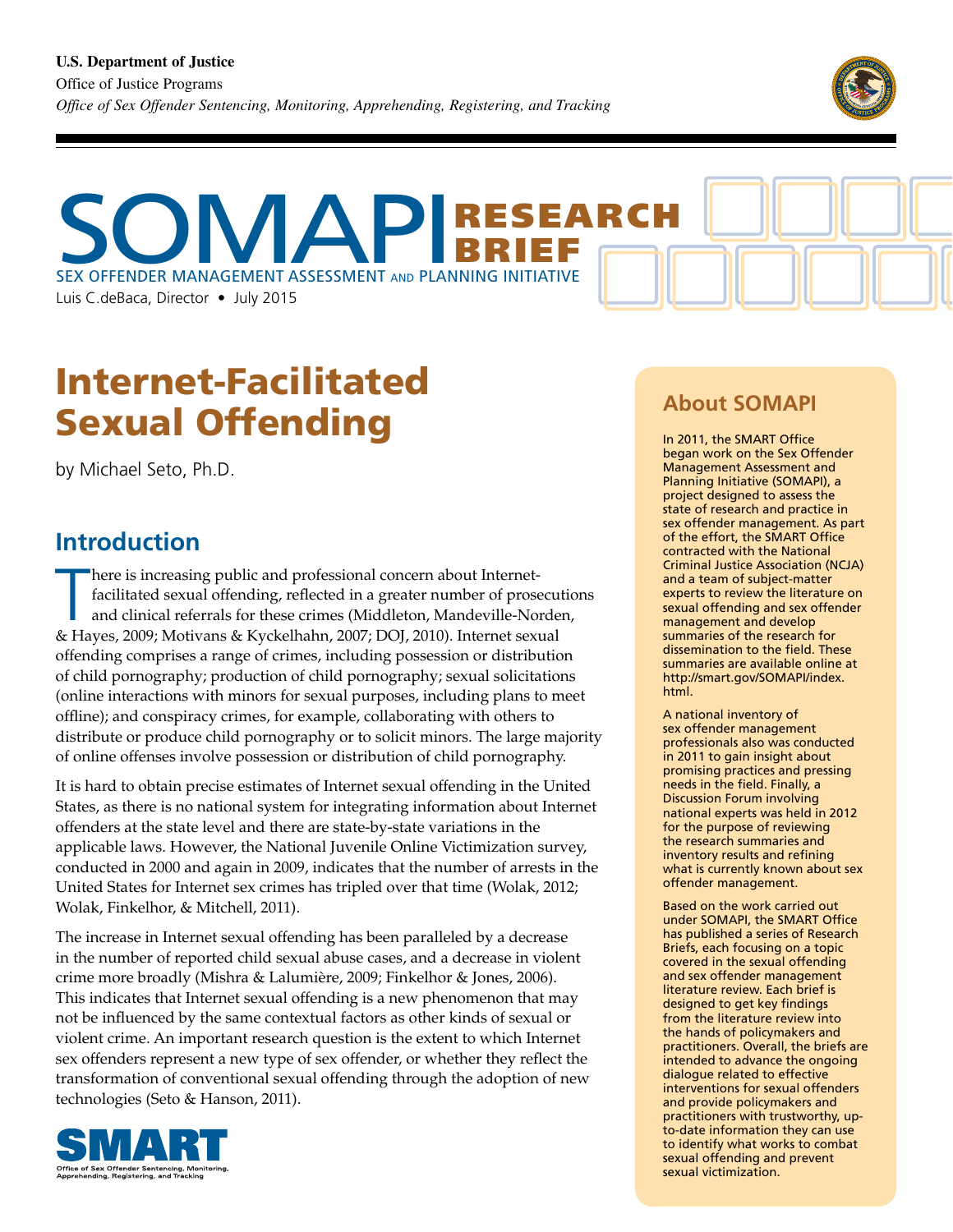**U.S. Department of Justice**
Office of Justice Programs
*Office of Sex Offender Sentencing, Monitoring, Apprehending, Registering, and Tracking*

# SOMAPI RESEARCH BRIEF

SEX OFFENDER MANAGEMENT ASSESSMENT AND PLANNING INITIATIVE

Luis C.deBaca, Director • July 2015

# Internet-Facilitated Sexual Offending

by Michael Seto, Ph.D.

## Introduction

There is increasing public and professional concern about Internet-facilitated sexual offending, reflected in a greater number of prosecutions and clinical referrals for these crimes (Middleton, Mandeville-Norden, & Hayes, 2009; Motivans & Kyckelhahn, 2007; DOJ, 2010). Internet sexual offending comprises a range of crimes, including possession or distribution of child pornography; production of child pornography; sexual solicitations (online interactions with minors for sexual purposes, including plans to meet offline); and conspiracy crimes, for example, collaborating with others to distribute or produce child pornography or to solicit minors. The large majority of online offenses involve possession or distribution of child pornography.

It is hard to obtain precise estimates of Internet sexual offending in the United States, as there is no national system for integrating information about Internet offenders at the state level and there are state-by-state variations in the applicable laws. However, the National Juvenile Online Victimization survey, conducted in 2000 and again in 2009, indicates that the number of arrests in the United States for Internet sex crimes has tripled over that time (Wolak, 2012; Wolak, Finkelhor, & Mitchell, 2011).

The increase in Internet sexual offending has been paralleled by a decrease in the number of reported child sexual abuse cases, and a decrease in violent crime more broadly (Mishra & Lalumière, 2009; Finkelhor & Jones, 2006). This indicates that Internet sexual offending is a new phenomenon that may not be influenced by the same contextual factors as other kinds of sexual or violent crime. An important research question is the extent to which Internet sex offenders represent a new type of sex offender, or whether they reflect the transformation of conventional sexual offending through the adoption of new technologies (Seto & Hanson, 2011).

## About SOMAPI

In 2011, the SMART Office began work on the Sex Offender Management Assessment and Planning Initiative (SOMAPI), a project designed to assess the state of research and practice in sex offender management. As part of the effort, the SMART Office contracted with the National Criminal Justice Association (NCJA) and a team of subject-matter experts to review the literature on sexual offending and sex offender management and develop summaries of the research for dissemination to the field. These summaries are available online at http://smart.gov/SOMAPI/index.html.

A national inventory of sex offender management professionals also was conducted in 2011 to gain insight about promising practices and pressing needs in the field. Finally, a Discussion Forum involving national experts was held in 2012 for the purpose of reviewing the research summaries and inventory results and refining what is currently known about sex offender management.

Based on the work carried out under SOMAPI, the SMART Office has published a series of Research Briefs, each focusing on a topic covered in the sexual offending and sex offender management literature review. Each brief is designed to get key findings from the literature review into the hands of policymakers and practitioners. Overall, the briefs are intended to advance the ongoing dialogue related to effective interventions for sexual offenders and provide policymakers and practitioners with trustworthy, up-to-date information they can use to identify what works to combat sexual offending and prevent sexual victimization.

**SMART**
Office of Sex Offender Sentencing, Monitoring, Apprehending, Registering, and Tracking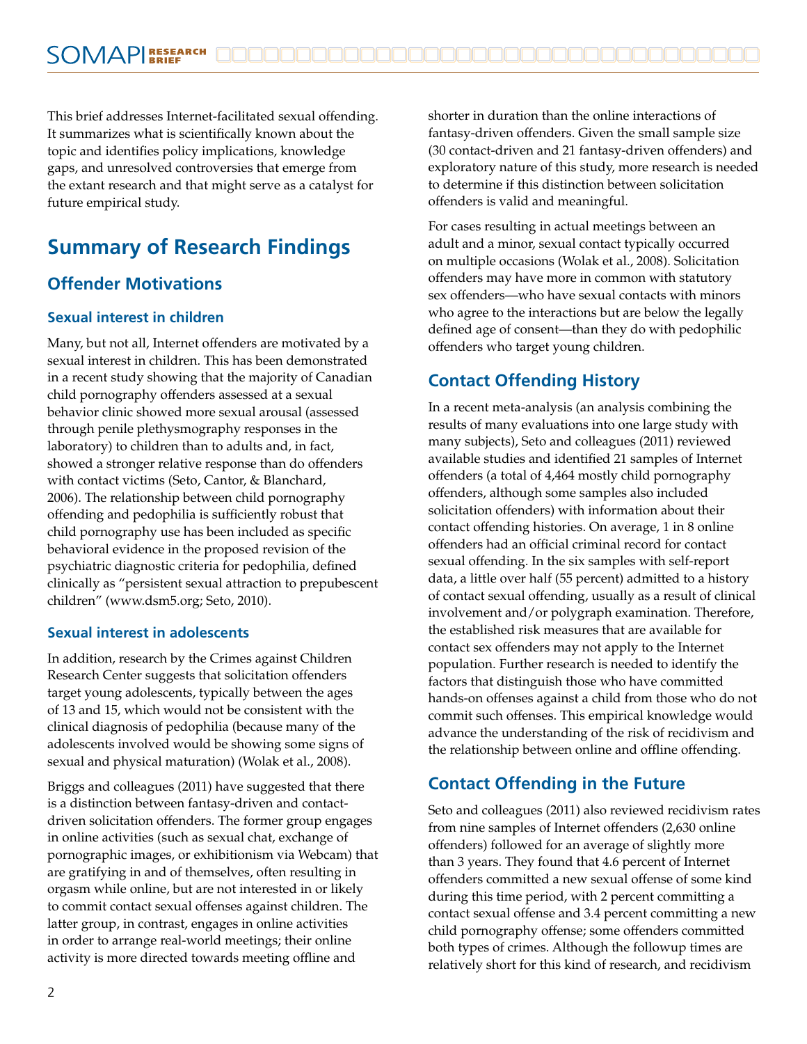This brief addresses Internet-facilitated sexual offending. It summarizes what is scientifically known about the topic and identifies policy implications, knowledge gaps, and unresolved controversies that emerge from the extant research and that might serve as a catalyst for future empirical study.

# Summary of Research Findings

## Offender Motivations

### Sexual interest in children

Many, but not all, Internet offenders are motivated by a sexual interest in children. This has been demonstrated in a recent study showing that the majority of Canadian child pornography offenders assessed at a sexual behavior clinic showed more sexual arousal (assessed through penile plethysmography responses in the laboratory) to children than to adults and, in fact, showed a stronger relative response than do offenders with contact victims (Seto, Cantor, & Blanchard, 2006). The relationship between child pornography offending and pedophilia is sufficiently robust that child pornography use has been included as specific behavioral evidence in the proposed revision of the psychiatric diagnostic criteria for pedophilia, defined clinically as "persistent sexual attraction to prepubescent children" (www.dsm5.org; Seto, 2010).

### Sexual interest in adolescents

In addition, research by the Crimes against Children Research Center suggests that solicitation offenders target young adolescents, typically between the ages of 13 and 15, which would not be consistent with the clinical diagnosis of pedophilia (because many of the adolescents involved would be showing some signs of sexual and physical maturation) (Wolak et al., 2008).

Briggs and colleagues (2011) have suggested that there is a distinction between fantasy-driven and contact-driven solicitation offenders. The former group engages in online activities (such as sexual chat, exchange of pornographic images, or exhibitionism via Webcam) that are gratifying in and of themselves, often resulting in orgasm while online, but are not interested in or likely to commit contact sexual offenses against children. The latter group, in contrast, engages in online activities in order to arrange real-world meetings; their online activity is more directed towards meeting offline and shorter in duration than the online interactions of fantasy-driven offenders. Given the small sample size (30 contact-driven and 21 fantasy-driven offenders) and exploratory nature of this study, more research is needed to determine if this distinction between solicitation offenders is valid and meaningful.

For cases resulting in actual meetings between an adult and a minor, sexual contact typically occurred on multiple occasions (Wolak et al., 2008). Solicitation offenders may have more in common with statutory sex offenders—who have sexual contacts with minors who agree to the interactions but are below the legally defined age of consent—than they do with pedophilic offenders who target young children.

## Contact Offending History

In a recent meta-analysis (an analysis combining the results of many evaluations into one large study with many subjects), Seto and colleagues (2011) reviewed available studies and identified 21 samples of Internet offenders (a total of 4,464 mostly child pornography offenders, although some samples also included solicitation offenders) with information about their contact offending histories. On average, 1 in 8 online offenders had an official criminal record for contact sexual offending. In the six samples with self-report data, a little over half (55 percent) admitted to a history of contact sexual offending, usually as a result of clinical involvement and/or polygraph examination. Therefore, the established risk measures that are available for contact sex offenders may not apply to the Internet population. Further research is needed to identify the factors that distinguish those who have committed hands-on offenses against a child from those who do not commit such offenses. This empirical knowledge would advance the understanding of the risk of recidivism and the relationship between online and offline offending.

## Contact Offending in the Future

Seto and colleagues (2011) also reviewed recidivism rates from nine samples of Internet offenders (2,630 online offenders) followed for an average of slightly more than 3 years. They found that 4.6 percent of Internet offenders committed a new sexual offense of some kind during this time period, with 2 percent committing a contact sexual offense and 3.4 percent committing a new child pornography offense; some offenders committed both types of crimes. Although the followup times are relatively short for this kind of research, and recidivism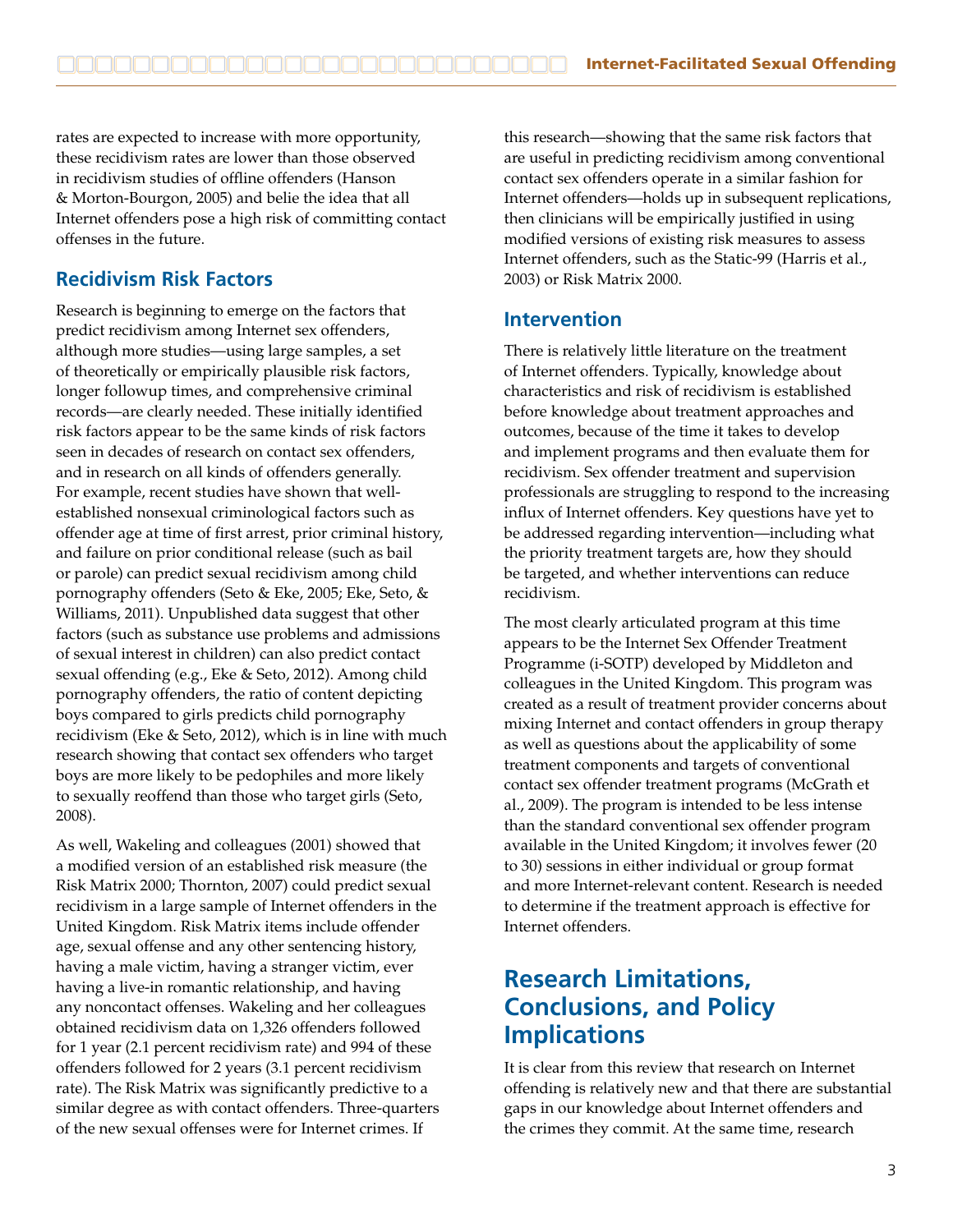rates are expected to increase with more opportunity, these recidivism rates are lower than those observed in recidivism studies of offline offenders (Hanson & Morton-Bourgon, 2005) and belie the idea that all Internet offenders pose a high risk of committing contact offenses in the future.

## Recidivism Risk Factors

Research is beginning to emerge on the factors that predict recidivism among Internet sex offenders, although more studies—using large samples, a set of theoretically or empirically plausible risk factors, longer followup times, and comprehensive criminal records—are clearly needed. These initially identified risk factors appear to be the same kinds of risk factors seen in decades of research on contact sex offenders, and in research on all kinds of offenders generally. For example, recent studies have shown that well-established nonsexual criminological factors such as offender age at time of first arrest, prior criminal history, and failure on prior conditional release (such as bail or parole) can predict sexual recidivism among child pornography offenders (Seto & Eke, 2005; Eke, Seto, & Williams, 2011). Unpublished data suggest that other factors (such as substance use problems and admissions of sexual interest in children) can also predict contact sexual offending (e.g., Eke & Seto, 2012). Among child pornography offenders, the ratio of content depicting boys compared to girls predicts child pornography recidivism (Eke & Seto, 2012), which is in line with much research showing that contact sex offenders who target boys are more likely to be pedophiles and more likely to sexually reoffend than those who target girls (Seto, 2008).

As well, Wakeling and colleagues (2001) showed that a modified version of an established risk measure (the Risk Matrix 2000; Thornton, 2007) could predict sexual recidivism in a large sample of Internet offenders in the United Kingdom. Risk Matrix items include offender age, sexual offense and any other sentencing history, having a male victim, having a stranger victim, ever having a live-in romantic relationship, and having any noncontact offenses. Wakeling and her colleagues obtained recidivism data on 1,326 offenders followed for 1 year (2.1 percent recidivism rate) and 994 of these offenders followed for 2 years (3.1 percent recidivism rate). The Risk Matrix was significantly predictive to a similar degree as with contact offenders. Three-quarters of the new sexual offenses were for Internet crimes. If this research—showing that the same risk factors that are useful in predicting recidivism among conventional contact sex offenders operate in a similar fashion for Internet offenders—holds up in subsequent replications, then clinicians will be empirically justified in using modified versions of existing risk measures to assess Internet offenders, such as the Static-99 (Harris et al., 2003) or Risk Matrix 2000.

## Intervention

There is relatively little literature on the treatment of Internet offenders. Typically, knowledge about characteristics and risk of recidivism is established before knowledge about treatment approaches and outcomes, because of the time it takes to develop and implement programs and then evaluate them for recidivism. Sex offender treatment and supervision professionals are struggling to respond to the increasing influx of Internet offenders. Key questions have yet to be addressed regarding intervention—including what the priority treatment targets are, how they should be targeted, and whether interventions can reduce recidivism.

The most clearly articulated program at this time appears to be the Internet Sex Offender Treatment Programme (i-SOTP) developed by Middleton and colleagues in the United Kingdom. This program was created as a result of treatment provider concerns about mixing Internet and contact offenders in group therapy as well as questions about the applicability of some treatment components and targets of conventional contact sex offender treatment programs (McGrath et al., 2009). The program is intended to be less intense than the standard conventional sex offender program available in the United Kingdom; it involves fewer (20 to 30) sessions in either individual or group format and more Internet-relevant content. Research is needed to determine if the treatment approach is effective for Internet offenders.

# Research Limitations, Conclusions, and Policy Implications

It is clear from this review that research on Internet offending is relatively new and that there are substantial gaps in our knowledge about Internet offenders and the crimes they commit. At the same time, research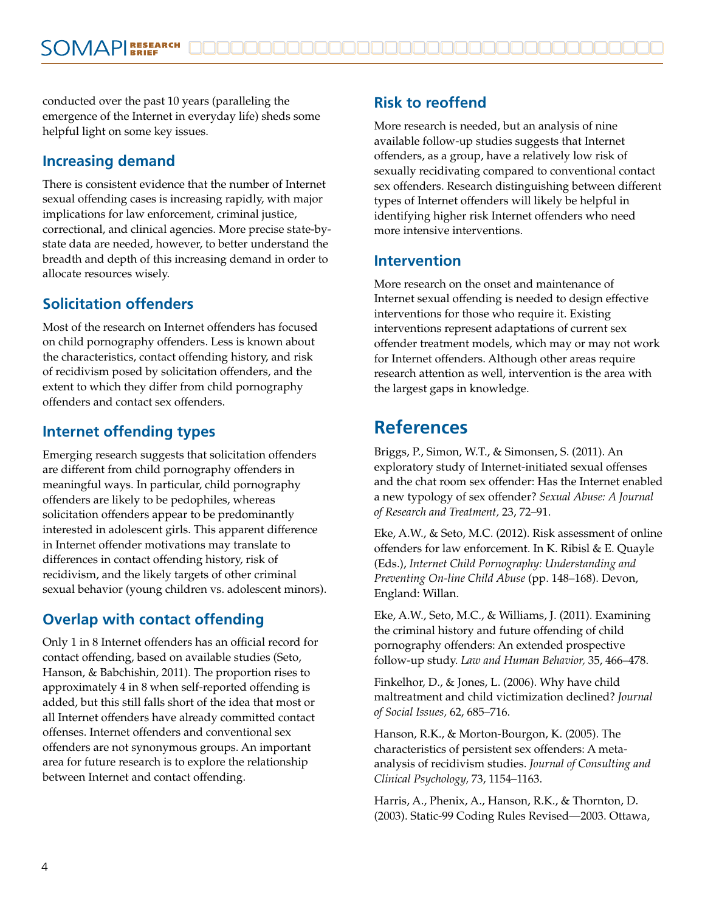conducted over the past 10 years (paralleling the emergence of the Internet in everyday life) sheds some helpful light on some key issues.

## Increasing demand

There is consistent evidence that the number of Internet sexual offending cases is increasing rapidly, with major implications for law enforcement, criminal justice, correctional, and clinical agencies. More precise state-by-state data are needed, however, to better understand the breadth and depth of this increasing demand in order to allocate resources wisely.

## Solicitation offenders

Most of the research on Internet offenders has focused on child pornography offenders. Less is known about the characteristics, contact offending history, and risk of recidivism posed by solicitation offenders, and the extent to which they differ from child pornography offenders and contact sex offenders.

## Internet offending types

Emerging research suggests that solicitation offenders are different from child pornography offenders in meaningful ways. In particular, child pornography offenders are likely to be pedophiles, whereas solicitation offenders appear to be predominantly interested in adolescent girls. This apparent difference in Internet offender motivations may translate to differences in contact offending history, risk of recidivism, and the likely targets of other criminal sexual behavior (young children vs. adolescent minors).

## Overlap with contact offending

Only 1 in 8 Internet offenders has an official record for contact offending, based on available studies (Seto, Hanson, & Babchishin, 2011). The proportion rises to approximately 4 in 8 when self-reported offending is added, but this still falls short of the idea that most or all Internet offenders have already committed contact offenses. Internet offenders and conventional sex offenders are not synonymous groups. An important area for future research is to explore the relationship between Internet and contact offending.

## Risk to reoffend

More research is needed, but an analysis of nine available follow-up studies suggests that Internet offenders, as a group, have a relatively low risk of sexually recidivating compared to conventional contact sex offenders. Research distinguishing between different types of Internet offenders will likely be helpful in identifying higher risk Internet offenders who need more intensive interventions.

## Intervention

More research on the onset and maintenance of Internet sexual offending is needed to design effective interventions for those who require it. Existing interventions represent adaptations of current sex offender treatment models, which may or may not work for Internet offenders. Although other areas require research attention as well, intervention is the area with the largest gaps in knowledge.

# References

Briggs, P., Simon, W.T., & Simonsen, S. (2011). An exploratory study of Internet-initiated sexual offenses and the chat room sex offender: Has the Internet enabled a new typology of sex offender? *Sexual Abuse: A Journal of Research and Treatment,* 23, 72–91.

Eke, A.W., & Seto, M.C. (2012). Risk assessment of online offenders for law enforcement. In K. Ribisl & E. Quayle (Eds.), *Internet Child Pornography: Understanding and Preventing On-line Child Abuse* (pp. 148–168). Devon, England: Willan.

Eke, A.W., Seto, M.C., & Williams, J. (2011). Examining the criminal history and future offending of child pornography offenders: An extended prospective follow-up study. *Law and Human Behavior,* 35, 466–478.

Finkelhor, D., & Jones, L. (2006). Why have child maltreatment and child victimization declined? *Journal of Social Issues,* 62, 685–716.

Hanson, R.K., & Morton-Bourgon, K. (2005). The characteristics of persistent sex offenders: A meta-analysis of recidivism studies. *Journal of Consulting and Clinical Psychology,* 73, 1154–1163.

Harris, A., Phenix, A., Hanson, R.K., & Thornton, D. (2003). Static-99 Coding Rules Revised—2003. Ottawa,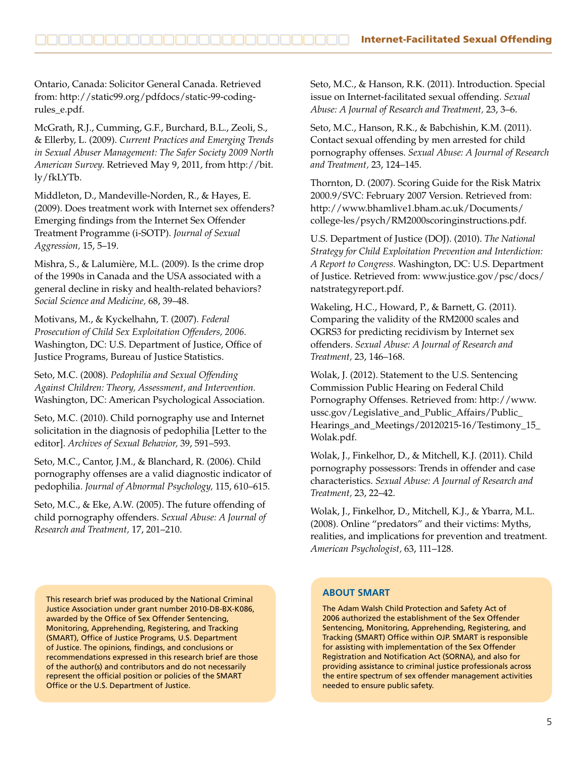Ontario, Canada: Solicitor General Canada. Retrieved from: http://static99.org/pdfdocs/static-99-coding-rules_e.pdf.

McGrath, R.J., Cumming, G.F., Burchard, B.L., Zeoli, S., & Ellerby, L. (2009). *Current Practices and Emerging Trends in Sexual Abuser Management: The Safer Society 2009 North American Survey.* Retrieved May 9, 2011, from http://bit.ly/fkLYTb.

Middleton, D., Mandeville-Norden, R., & Hayes, E. (2009). Does treatment work with Internet sex offenders? Emerging findings from the Internet Sex Offender Treatment Programme (i-SOTP). *Journal of Sexual Aggression,* 15, 5–19.

Mishra, S., & Lalumière, M.L. (2009). Is the crime drop of the 1990s in Canada and the USA associated with a general decline in risky and health-related behaviors? *Social Science and Medicine,* 68, 39–48.

Motivans, M., & Kyckelhahn, T. (2007). *Federal Prosecution of Child Sex Exploitation Offenders, 2006.* Washington, DC: U.S. Department of Justice, Office of Justice Programs, Bureau of Justice Statistics.

Seto, M.C. (2008). *Pedophilia and Sexual Offending Against Children: Theory, Assessment, and Intervention.* Washington, DC: American Psychological Association.

Seto, M.C. (2010). Child pornography use and Internet solicitation in the diagnosis of pedophilia [Letter to the editor]. *Archives of Sexual Behavior,* 39, 591–593.

Seto, M.C., Cantor, J.M., & Blanchard, R. (2006). Child pornography offenses are a valid diagnostic indicator of pedophilia. *Journal of Abnormal Psychology,* 115, 610–615.

Seto, M.C., & Eke, A.W. (2005). The future offending of child pornography offenders. *Sexual Abuse: A Journal of Research and Treatment,* 17, 201–210.

Seto, M.C., & Hanson, R.K. (2011). Introduction. Special issue on Internet-facilitated sexual offending. *Sexual Abuse: A Journal of Research and Treatment,* 23, 3–6.

Seto, M.C., Hanson, R.K., & Babchishin, K.M. (2011). Contact sexual offending by men arrested for child pornography offenses. *Sexual Abuse: A Journal of Research and Treatment,* 23, 124–145.

Thornton, D. (2007). Scoring Guide for the Risk Matrix 2000.9/SVC: February 2007 Version. Retrieved from: http://www.bhamlive1.bham.ac.uk/Documents/college-les/psych/RM2000scoringinstructions.pdf.

U.S. Department of Justice (DOJ). (2010). *The National Strategy for Child Exploitation Prevention and Interdiction: A Report to Congress.* Washington, DC: U.S. Department of Justice. Retrieved from: www.justice.gov/psc/docs/natstrategyreport.pdf.

Wakeling, H.C., Howard, P., & Barnett, G. (2011). Comparing the validity of the RM2000 scales and OGRS3 for predicting recidivism by Internet sex offenders. *Sexual Abuse: A Journal of Research and Treatment,* 23, 146–168.

Wolak, J. (2012). Statement to the U.S. Sentencing Commission Public Hearing on Federal Child Pornography Offenses. Retrieved from: http://www.ussc.gov/Legislative_and_Public_Affairs/Public_Hearings_and_Meetings/20120215-16/Testimony_15_Wolak.pdf.

Wolak, J., Finkelhor, D., & Mitchell, K.J. (2011). Child pornography possessors: Trends in offender and case characteristics. *Sexual Abuse: A Journal of Research and Treatment,* 23, 22–42.

Wolak, J., Finkelhor, D., Mitchell, K.J., & Ybarra, M.L. (2008). Online "predators" and their victims: Myths, realities, and implications for prevention and treatment. *American Psychologist,* 63, 111–128.

This research brief was produced by the National Criminal Justice Association under grant number 2010-DB-BX-K086, awarded by the Office of Sex Offender Sentencing, Monitoring, Apprehending, Registering, and Tracking (SMART), Office of Justice Programs, U.S. Department of Justice. The opinions, findings, and conclusions or recommendations expressed in this research brief are those of the author(s) and contributors and do not necessarily represent the official position or policies of the SMART Office or the U.S. Department of Justice.

### ABOUT SMART

The Adam Walsh Child Protection and Safety Act of 2006 authorized the establishment of the Sex Offender Sentencing, Monitoring, Apprehending, Registering, and Tracking (SMART) Office within OJP. SMART is responsible for assisting with implementation of the Sex Offender Registration and Notification Act (SORNA), and also for providing assistance to criminal justice professionals across the entire spectrum of sex offender management activities needed to ensure public safety.